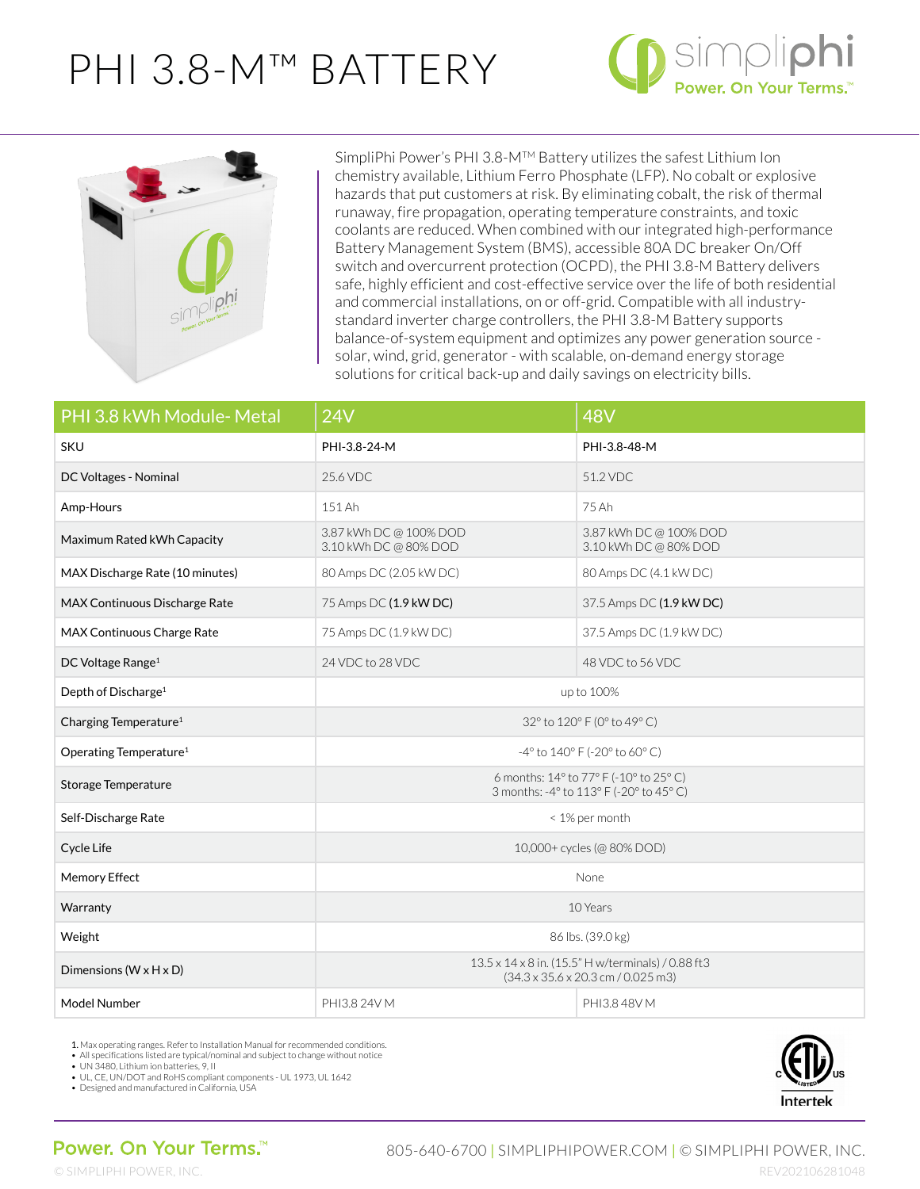# PHI 3.8-M™ BATTERY

simpliphi
Power. On Your Terms.™

SimpliPhi Power's PHI 3.8-M™ Battery utilizes the safest Lithium Ion chemistry available, Lithium Ferro Phosphate (LFP). No cobalt or explosive hazards that put customers at risk. By eliminating cobalt, the risk of thermal runaway, fire propagation, operating temperature constraints, and toxic coolants are reduced. When combined with our integrated high-performance Battery Management System (BMS), accessible 80A DC breaker On/Off switch and overcurrent protection (OCPD), the PHI 3.8-M Battery delivers safe, highly efficient and cost-effective service over the life of both residential and commercial installations, on or off-grid. Compatible with all industry-standard inverter charge controllers, the PHI 3.8-M Battery supports balance-of-system equipment and optimizes any power generation source - solar, wind, grid, generator - with scalable, on-demand energy storage solutions for critical back-up and daily savings on electricity bills.

| PHI 3.8 kWh Module- Metal | 24V | 48V |
|---|---|---|
| SKU | PHI-3.8-24-M | PHI-3.8-48-M |
| DC Voltages - Nominal | 25.6 VDC | 51.2 VDC |
| Amp-Hours | 151 Ah | 75 Ah |
| Maximum Rated kWh Capacity | 3.87 kWh DC @ 100% DOD<br>3.10 kWh DC @ 80% DOD | 3.87 kWh DC @ 100% DOD<br>3.10 kWh DC @ 80% DOD |
| MAX Discharge Rate (10 minutes) | 80 Amps DC (2.05 kW DC) | 80 Amps DC (4.1 kW DC) |
| MAX Continuous Discharge Rate | 75 Amps DC **(1.9 kW DC)** | 37.5 Amps DC **(1.9 kW DC)** |
| MAX Continuous Charge Rate | 75 Amps DC (1.9 kW DC) | 37.5 Amps DC (1.9 kW DC) |
| DC Voltage Range[1] | 24 VDC to 28 VDC | 48 VDC to 56 VDC |
| Depth of Discharge[1] | up to 100% | |
| Charging Temperature[1] | 32° to 120° F (0° to 49° C) | |
| Operating Temperature[1] | -4° to 140° F (-20° to 60° C) | |
| Storage Temperature | 6 months: 14° to 77° F (-10° to 25° C)<br>3 months: -4° to 113° F (-20° to 45° C) | |
| Self-Discharge Rate | < 1% per month | |
| Cycle Life | 10,000+ cycles (@ 80% DOD) | |
| Memory Effect | None | |
| Warranty | 10 Years | |
| Weight | 86 lbs. (39.0 kg) | |
| Dimensions (W x H x D) | 13.5 x 14 x 8 in. (15.5" H w/terminals) / 0.88 ft3<br>(34.3 x 35.6 x 20.3 cm / 0.025 m3) | |
| Model Number | PHI3.8 24V M | PHI3.8 48V M |

1. Max operating ranges. Refer to Installation Manual for recommended conditions.

- All specifications listed are typical/nominal and subject to change without notice
- UN 3480, Lithium ion batteries, 9, II
- UL, CE, UN/DOT and RoHS compliant components - UL 1973, UL 1642
- Designed and manufactured in California, USA

c ETL LISTED us
Intertek

Power. On Your Terms.™

805-640-6700 | SIMPLIPHIPOWER.COM | © SIMPLIPHI POWER, INC.

© SIMPLIPHI POWER, INC.

REV202106281048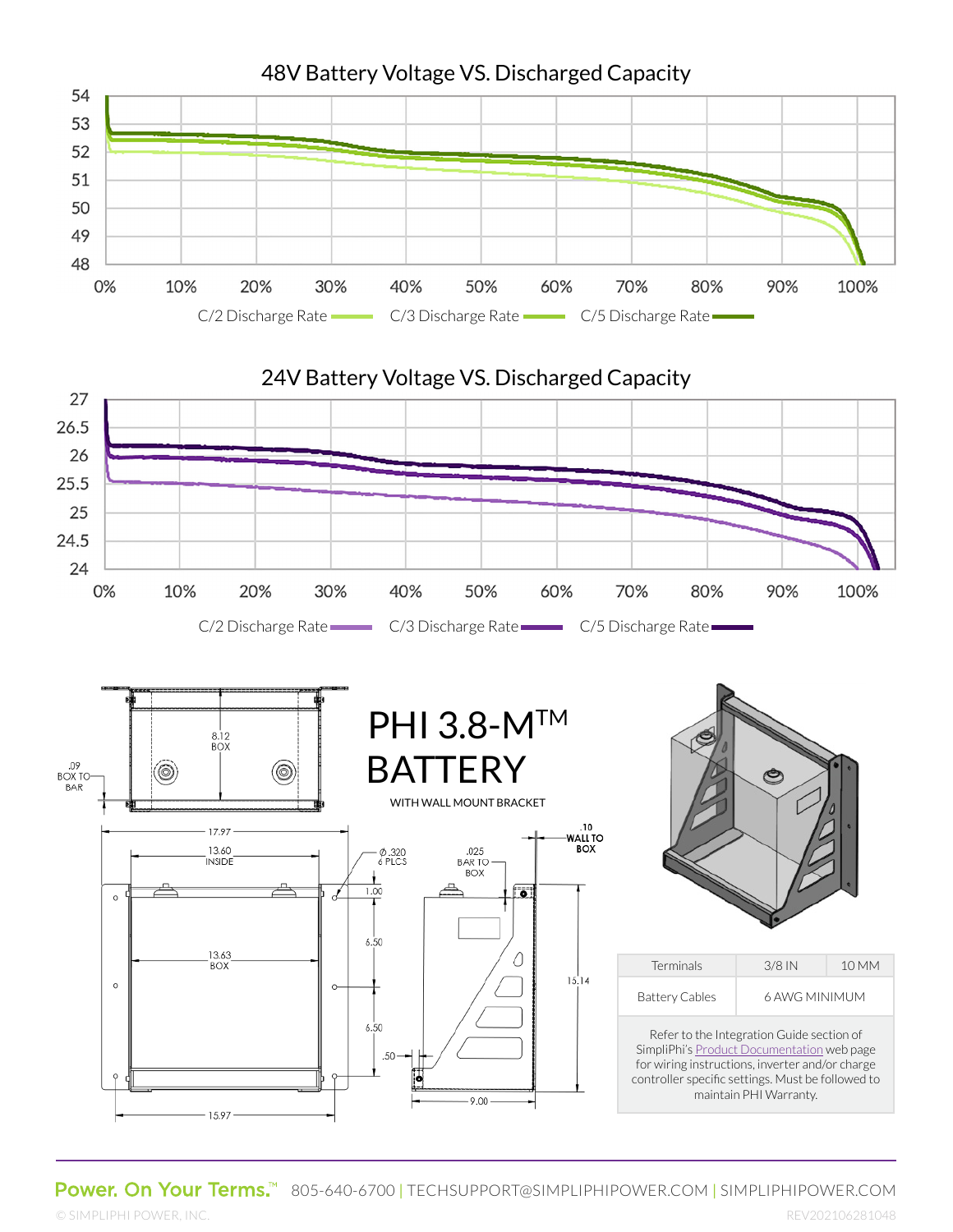## 48V Battery Voltage VS. Discharged Capacity

54
53
52
51
50
49
48

0% 10% 20% 30% 40% 50% 60% 70% 80% 90% 100%

C/2 Discharge Rate
C/3 Discharge Rate
C/5 Discharge Rate

## 24V Battery Voltage VS. Discharged Capacity

27
26.5
26
25.5
25
24.5
24

0% 10% 20% 30% 40% 50% 60% 70% 80% 90% 100%

C/2 Discharge Rate
C/3 Discharge Rate
C/5 Discharge Rate

# PHI 3.8-M™ BATTERY

WITH WALL MOUNT BRACKET

8.12 BOX
.09 BOX TO BAR
17.97
13.60 INSIDE
Ø .320 6 PLCS
1.00
6.50
13.63 BOX
6.50
15.97
.025 BAR TO BOX
.10 WALL TO BOX
15.14
.50
9.00

| Terminals | 3/8 IN | 10 MM |
|---|---|---|
| Battery Cables | 6 AWG MINIMUM | |

Refer to the Integration Guide section of SimpliPhi's Product Documentation web page for wiring instructions, inverter and/or charge controller specific settings. Must be followed to maintain PHI Warranty.

Power. On Your Terms.™ 805-640-6700 | TECHSUPPORT@SIMPLIPHIPOWER.COM | SIMPLIPHIPOWER.COM

© SIMPLIPHI POWER, INC. REV202106281048